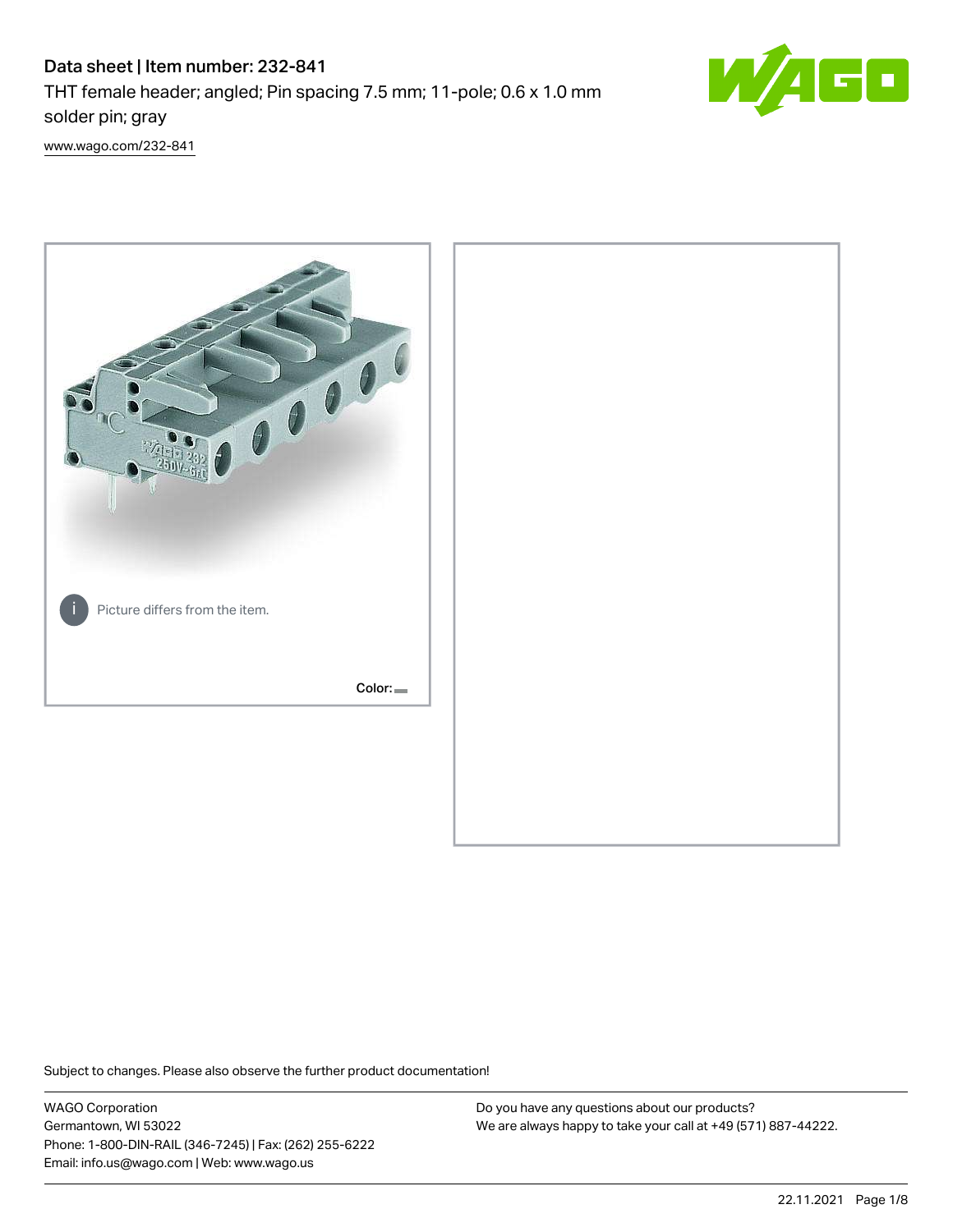# Data sheet | Item number: 232-841

THT female header; angled; Pin spacing 7.5 mm; 11-pole; 0.6 x 1.0 mm solder pin; gray

www.wago.com/232-841

Picture differs from the item.

Color:

Subject to changes. Please also observe the further product documentation!

WAGO Corporation
Germantown, WI 53022
Phone: 1-800-DIN-RAIL (346-7245) | Fax: (262) 255-6222
Email: info.us@wago.com | Web: www.wago.us

Do you have any questions about our products?
We are always happy to take your call at +49 (571) 887-44222.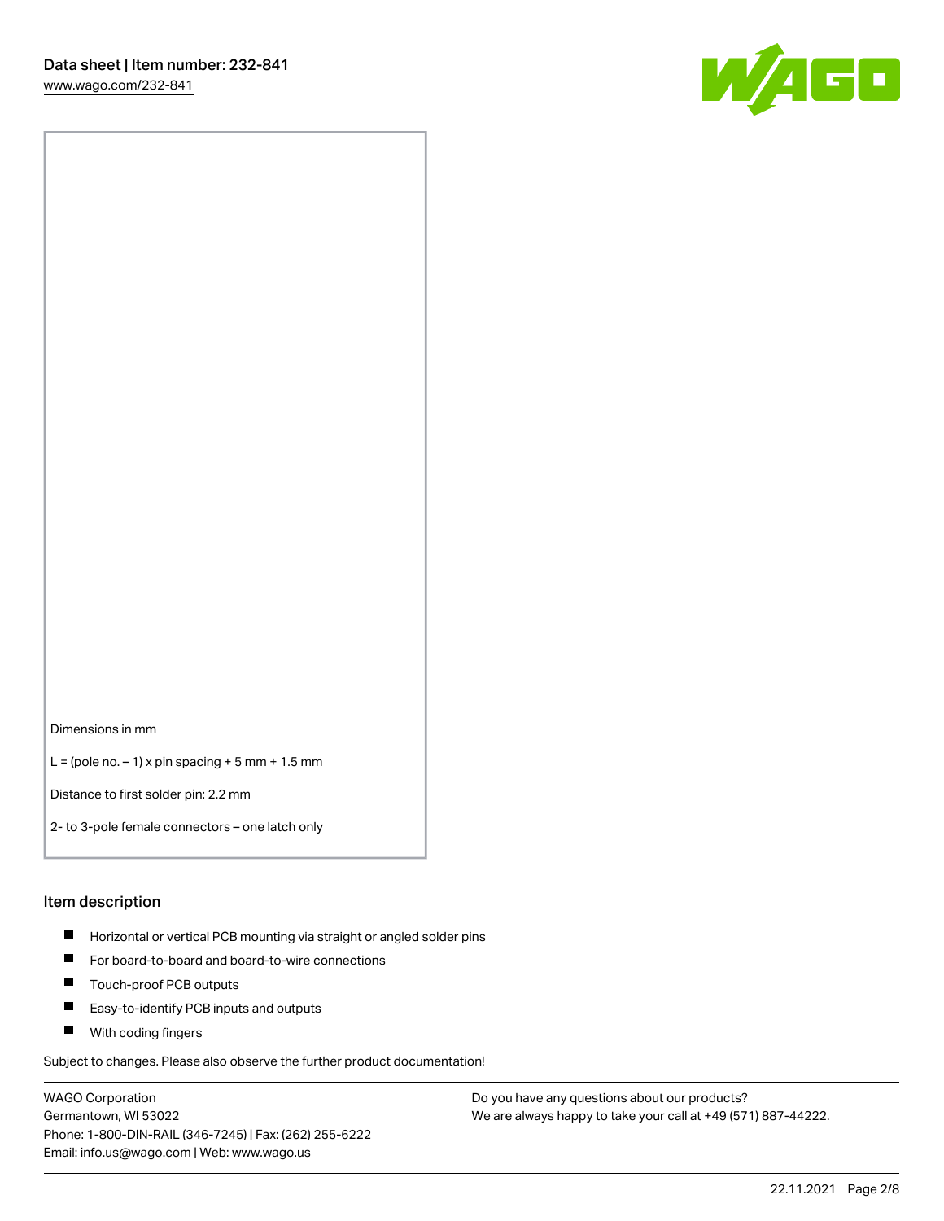Dimensions in mm

L = (pole no. – 1) x pin spacing + 5 mm + 1.5 mm

Distance to first solder pin: 2.2 mm

2- to 3-pole female connectors – one latch only

## Item description

- Horizontal or vertical PCB mounting via straight or angled solder pins
- For board-to-board and board-to-wire connections
- Touch-proof PCB outputs
- Easy-to-identify PCB inputs and outputs
- With coding fingers

Subject to changes. Please also observe the further product documentation!

WAGO Corporation
Germantown, WI 53022
Phone: 1-800-DIN-RAIL (346-7245) | Fax: (262) 255-6222
Email: info.us@wago.com | Web: www.wago.us

Do you have any questions about our products?
We are always happy to take your call at +49 (571) 887-44222.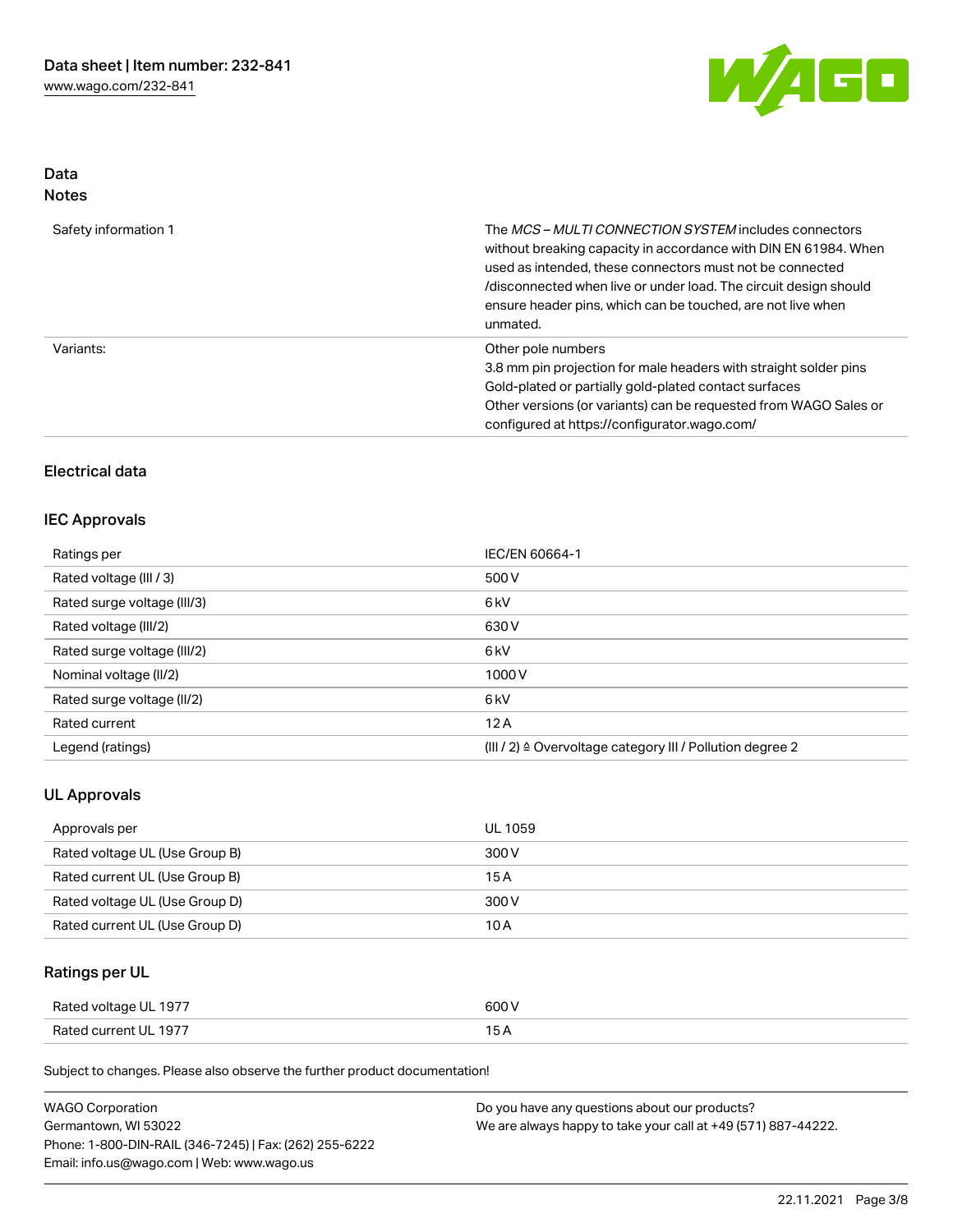## Data
## Notes

| | |
|---|---|
| Safety information 1 | The *MCS – MULTI CONNECTION SYSTEM* includes connectors without breaking capacity in accordance with DIN EN 61984. When used as intended, these connectors must not be connected /disconnected when live or under load. The circuit design should ensure header pins, which can be touched, are not live when unmated. |
| Variants: | Other pole numbers<br>3.8 mm pin projection for male headers with straight solder pins<br>Gold-plated or partially gold-plated contact surfaces<br>Other versions (or variants) can be requested from WAGO Sales or configured at https://configurator.wago.com/ |

## Electrical data

### IEC Approvals

| | |
|---|---|
| Ratings per | IEC/EN 60664-1 |
| Rated voltage (III / 3) | 500 V |
| Rated surge voltage (III/3) | 6 kV |
| Rated voltage (III/2) | 630 V |
| Rated surge voltage (III/2) | 6 kV |
| Nominal voltage (II/2) | 1000 V |
| Rated surge voltage (II/2) | 6 kV |
| Rated current | 12 A |
| Legend (ratings) | (III / 2) ≙ Overvoltage category III / Pollution degree 2 |

### UL Approvals

| | |
|---|---|
| Approvals per | UL 1059 |
| Rated voltage UL (Use Group B) | 300 V |
| Rated current UL (Use Group B) | 15 A |
| Rated voltage UL (Use Group D) | 300 V |
| Rated current UL (Use Group D) | 10 A |

### Ratings per UL

| | |
|---|---|
| Rated voltage UL 1977 | 600 V |
| Rated current UL 1977 | 15 A |

Subject to changes. Please also observe the further product documentation!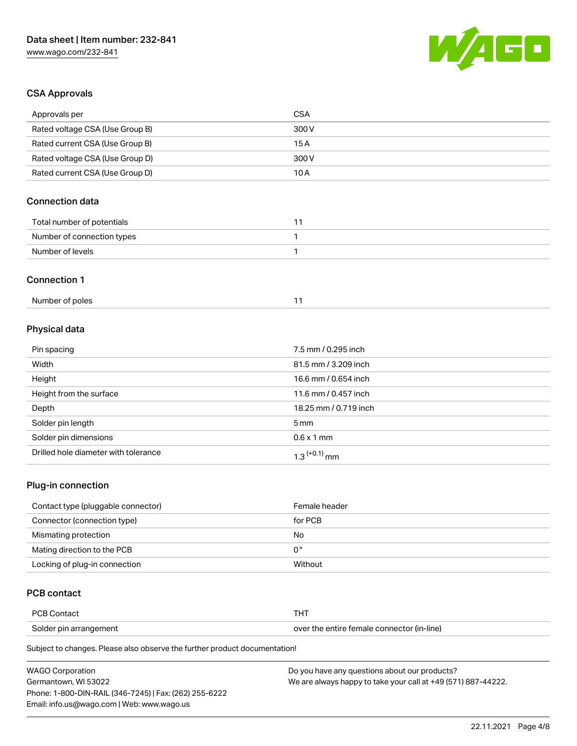## CSA Approvals

| Approvals per | CSA |
| --- | --- |
| Rated voltage CSA (Use Group B) | 300 V |
| Rated current CSA (Use Group B) | 15 A |
| Rated voltage CSA (Use Group D) | 300 V |
| Rated current CSA (Use Group D) | 10 A |

## Connection data

| Total number of potentials | 11 |
| --- | --- |
| Number of connection types | 1 |
| Number of levels | 1 |

## Connection 1

| Number of poles | 11 |
| --- | --- |

## Physical data

| Pin spacing | 7.5 mm / 0.295 inch |
| --- | --- |
| Width | 81.5 mm / 3.209 inch |
| Height | 16.6 mm / 0.654 inch |
| Height from the surface | 11.6 mm / 0.457 inch |
| Depth | 18.25 mm / 0.719 inch |
| Solder pin length | 5 mm |
| Solder pin dimensions | 0.6 x 1 mm |
| Drilled hole diameter with tolerance | $1.3^{(+0.1)}$ mm |

## Plug-in connection

| Contact type (pluggable connector) | Female header |
| --- | --- |
| Connector (connection type) | for PCB |
| Mismatching protection | No |
| Mating direction to the PCB | 0 ° |
| Locking of plug-in connection | Without |

## PCB contact

| PCB Contact | THT |
| --- | --- |
| Solder pin arrangement | over the entire female connector (in-line) |

Subject to changes. Please also observe the further product documentation!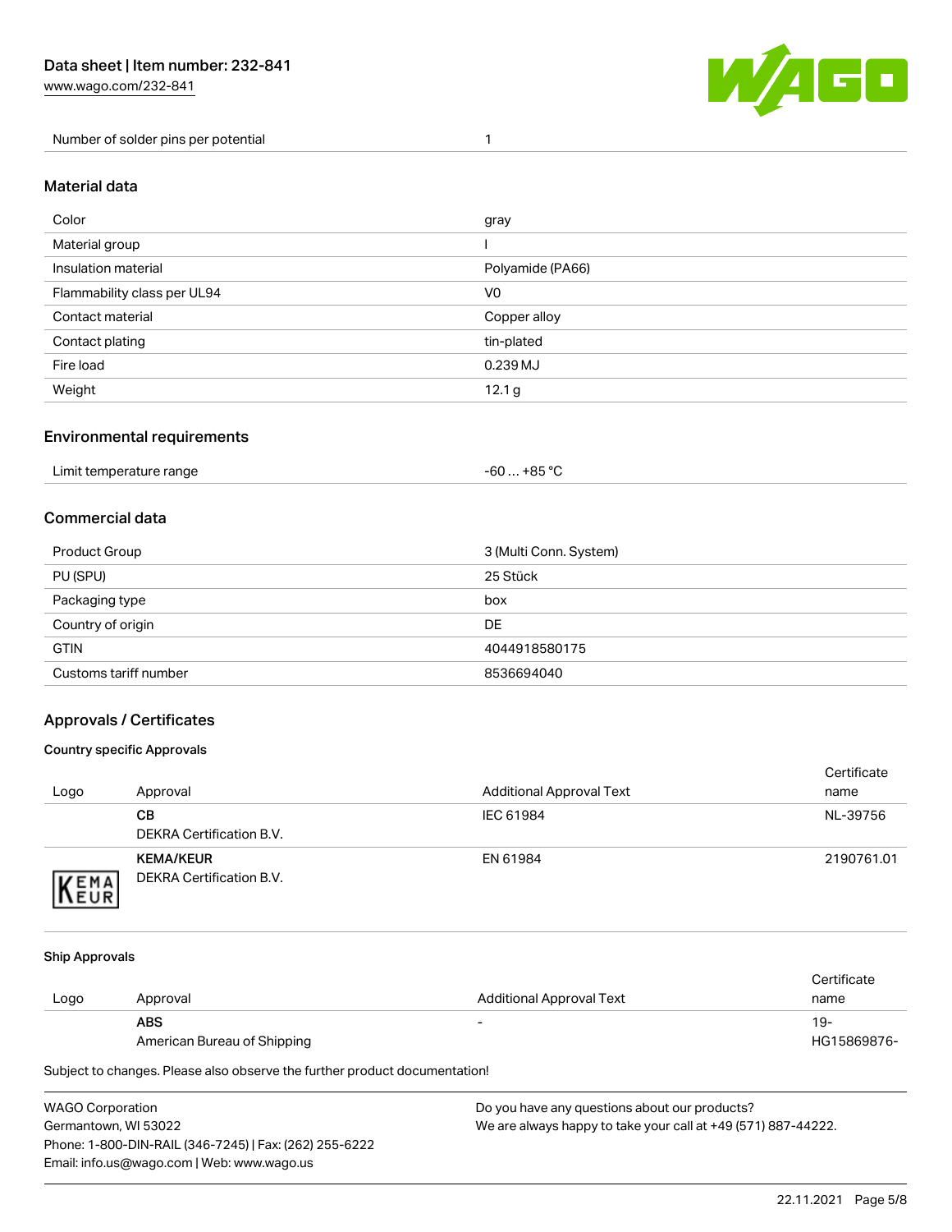| Number of solder pins per potential | 1 |
| --- | --- |

## Material data

| Color | gray |
| --- | --- |
| Material group | I |
| Insulation material | Polyamide (PA66) |
| Flammability class per UL94 | V0 |
| Contact material | Copper alloy |
| Contact plating | tin-plated |
| Fire load | 0.239 MJ |
| Weight | 12.1 g |

## Environmental requirements

| Limit temperature range | -60 … +85 °C |
| --- | --- |

## Commercial data

| Product Group | 3 (Multi Conn. System) |
| --- | --- |
| PU (SPU) | 25 Stück |
| Packaging type | box |
| Country of origin | DE |
| GTIN | 4044918580175 |
| Customs tariff number | 8536694040 |

## Approvals / Certificates

### Country specific Approvals

| Logo | Approval | Additional Approval Text | Certificate name |
| --- | --- | --- | --- |
| | **CB**<br>DEKRA Certification B.V. | IEC 61984 | NL-39756 |
| | **KEMA/KEUR**<br>DEKRA Certification B.V. | EN 61984 | 2190761.01 |

### Ship Approvals

| Logo | Approval | Additional Approval Text | Certificate name |
| --- | --- | --- | --- |
| | **ABS**<br>American Bureau of Shipping | - | 19-HG15869876- |

Subject to changes. Please also observe the further product documentation!

WAGO Corporation
Germantown, WI 53022
Phone: 1-800-DIN-RAIL (346-7245) | Fax: (262) 255-6222
Email: info.us@wago.com | Web: www.wago.us

Do you have any questions about our products?
We are always happy to take your call at +49 (571) 887-44222.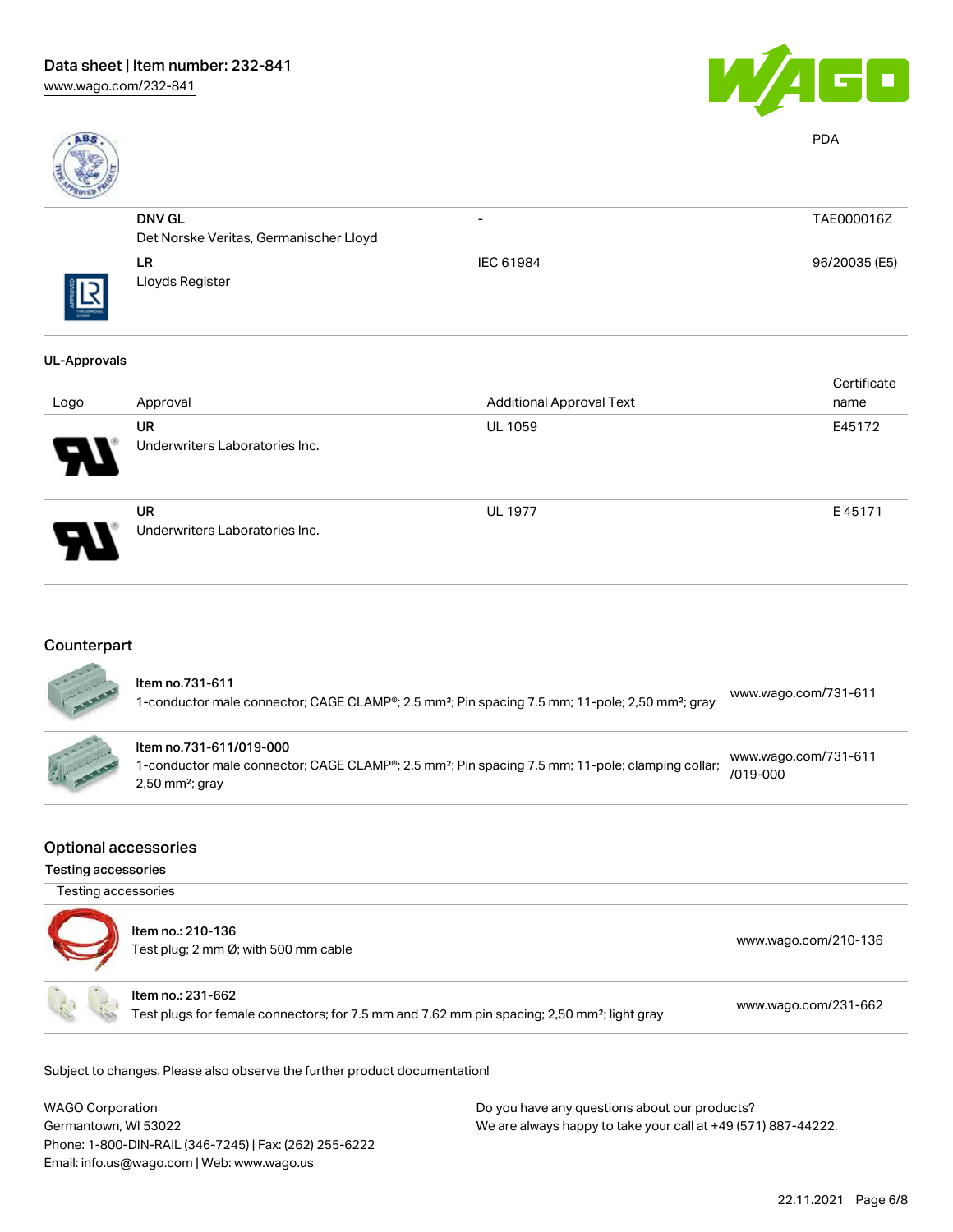Data sheet | Item number: 232-841
www.wago.com/232-841

| | | | PDA |
|---|---|---|---|
| | **DNV GL**<br>Det Norske Veritas, Germanischer Lloyd | - | TAE000016Z |
| | **LR**<br>Lloyds Register | IEC 61984 | 96/20035 (E5) |

**UL-Approvals**

| Logo | Approval | Additional Approval Text | Certificate name |
|---|---|---|---|
| | **UR**<br>Underwriters Laboratories Inc. | UL 1059 | E45172 |
| | **UR**<br>Underwriters Laboratories Inc. | UL 1977 | E 45171 |

## Counterpart

| | | |
|---|---|---|
| | **Item no.731-611**<br>1-conductor male connector; CAGE CLAMP®; 2.5 mm²; Pin spacing 7.5 mm; 11-pole; 2,50 mm²; gray | www.wago.com/731-611 |
| | **Item no.731-611/019-000**<br>1-conductor male connector; CAGE CLAMP®; 2.5 mm²; Pin spacing 7.5 mm; 11-pole; clamping collar; 2,50 mm²; gray | www.wago.com/731-611/019-000 |

## Optional accessories

### Testing accessories

Testing accessories

| | | |
|---|---|---|
| | **Item no.: 210-136**<br>Test plug; 2 mm Ø; with 500 mm cable | www.wago.com/210-136 |
| | **Item no.: 231-662**<br>Test plugs for female connectors; for 7.5 mm and 7.62 mm pin spacing; 2,50 mm²; light gray | www.wago.com/231-662 |

Subject to changes. Please also observe the further product documentation!

WAGO Corporation
Germantown, WI 53022
Phone: 1-800-DIN-RAIL (346-7245) | Fax: (262) 255-6222
Email: info.us@wago.com | Web: www.wago.us

Do you have any questions about our products?
We are always happy to take your call at +49 (571) 887-44222.

22.11.2021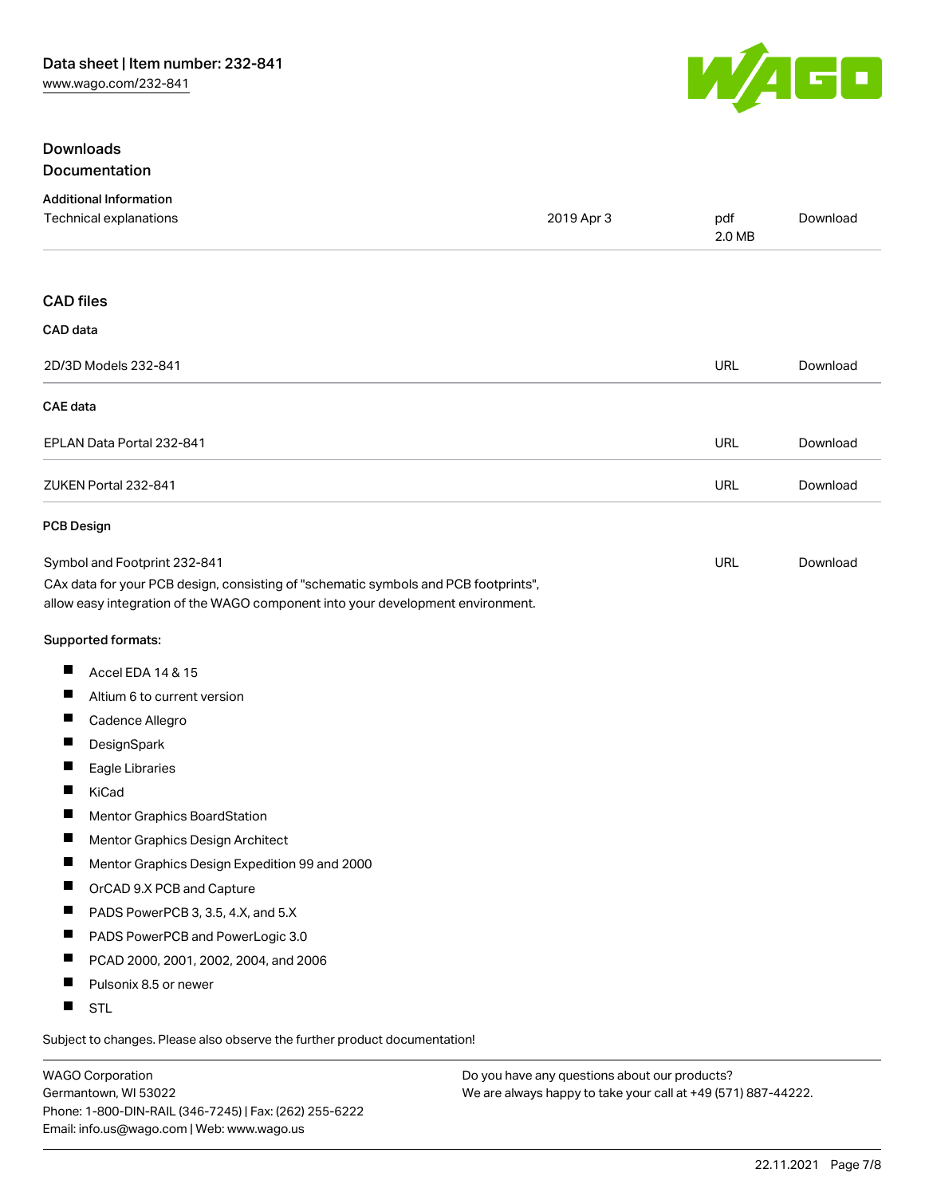## Downloads

### Documentation

**Additional Information**

| | | | |
|---|---|---|---|
| Technical explanations | 2019 Apr 3 | pdf 2.0 MB | Download |

### CAD files

**CAD data**

| | | |
|---|---|---|
| 2D/3D Models 232-841 | URL | Download |

**CAE data**

| | | |
|---|---|---|
| EPLAN Data Portal 232-841 | URL | Download |
| ZUKEN Portal 232-841 | URL | Download |

**PCB Design**

| | | |
|---|---|---|
| Symbol and Footprint 232-841 | URL | Download |

CAx data for your PCB design, consisting of "schematic symbols and PCB footprints", allow easy integration of the WAGO component into your development environment.

**Supported formats:**

- Accel EDA 14 & 15
- Altium 6 to current version
- Cadence Allegro
- DesignSpark
- Eagle Libraries
- KiCad
- Mentor Graphics BoardStation
- Mentor Graphics Design Architect
- Mentor Graphics Design Expedition 99 and 2000
- OrCAD 9.X PCB and Capture
- PADS PowerPCB 3, 3.5, 4.X, and 5.X
- PADS PowerPCB and PowerLogic 3.0
- PCAD 2000, 2001, 2002, 2004, and 2006
- Pulsonix 8.5 or newer
- STL

Subject to changes. Please also observe the further product documentation!

WAGO Corporation
Germantown, WI 53022
Phone: 1-800-DIN-RAIL (346-7245) | Fax: (262) 255-6222
Email: info.us@wago.com | Web: www.wago.us

Do you have any questions about our products?
We are always happy to take your call at +49 (571) 887-44222.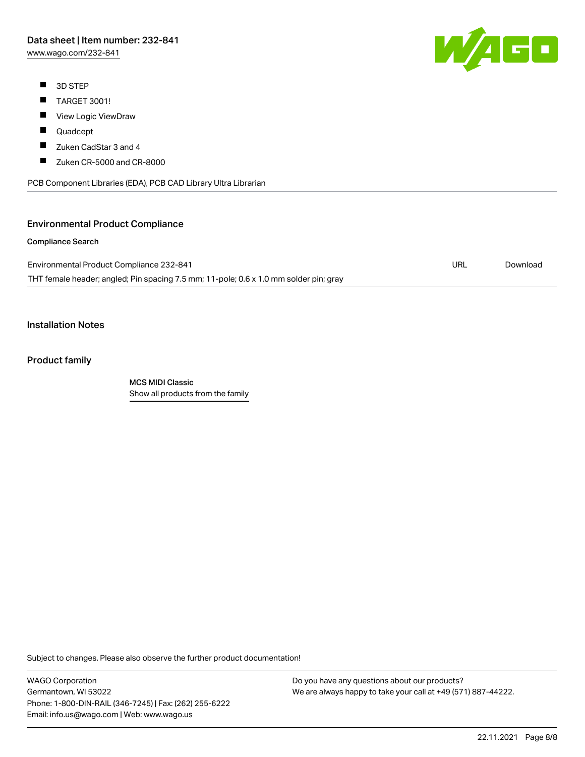- 3D STEP
- TARGET 3001!
- View Logic ViewDraw
- Quadcept
- Zuken CadStar 3 and 4
- Zuken CR-5000 and CR-8000

PCB Component Libraries (EDA), PCB CAD Library Ultra Librarian

## Environmental Product Compliance

### Compliance Search

| | | |
|---|---|---|
| Environmental Product Compliance 232-841<br>THT female header; angled; Pin spacing 7.5 mm; 11-pole; 0.6 x 1.0 mm solder pin; gray | URL | Download |

## Installation Notes

## Product family

MCS MIDI Classic
Show all products from the family

Subject to changes. Please also observe the further product documentation!

WAGO Corporation
Germantown, WI 53022
Phone: 1-800-DIN-RAIL (346-7245) | Fax: (262) 255-6222
Email: info.us@wago.com | Web: www.wago.us

Do you have any questions about our products?
We are always happy to take your call at +49 (571) 887-44222.